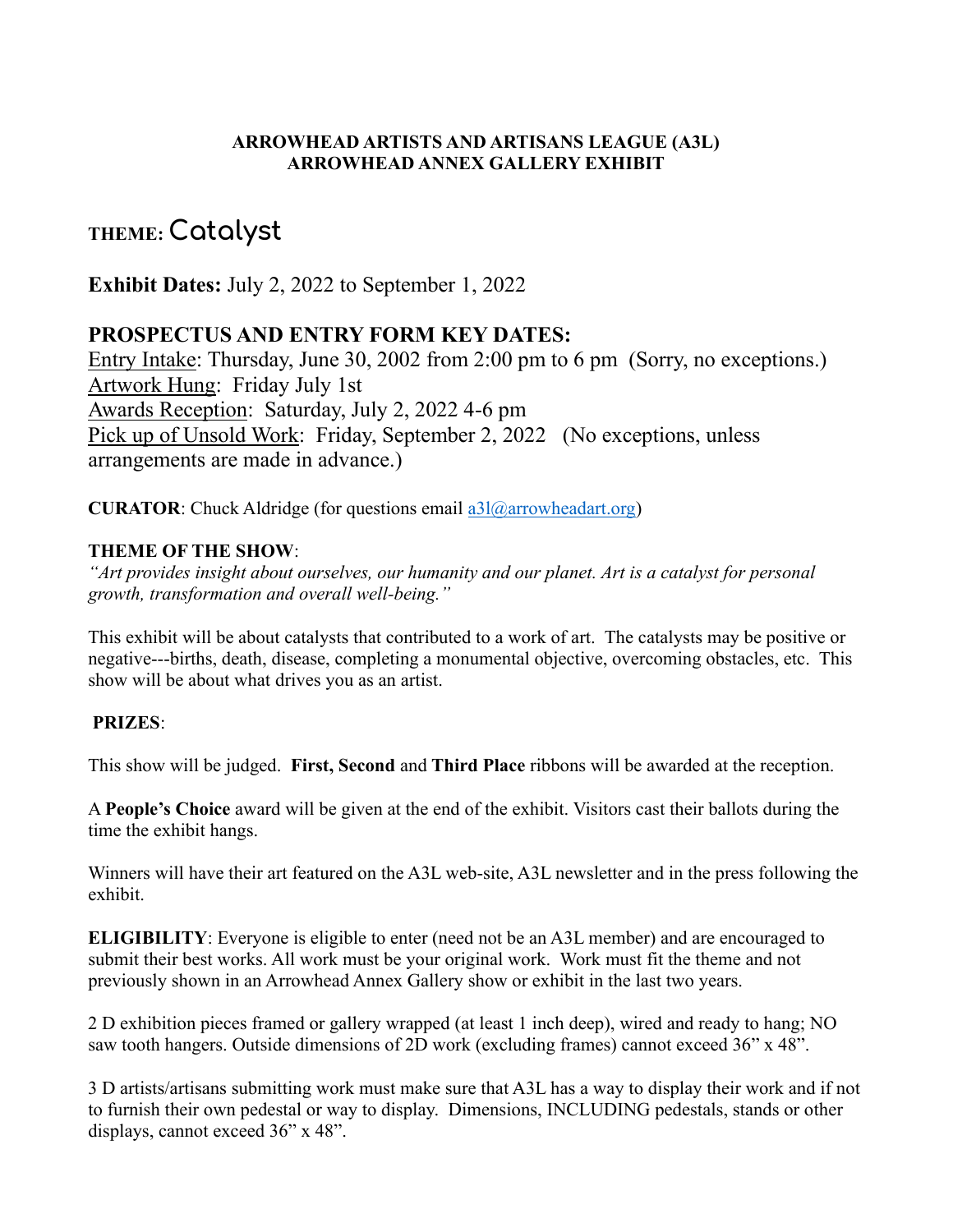**ARROWHEAD ARTISTS AND ARTISANS LEAGUE (A3L)**
**ARROWHEAD ANNEX GALLERY EXHIBIT**

# THEME: Catalyst

**Exhibit Dates:** July 2, 2022 to September 1, 2022

## PROSPECTUS AND ENTRY FORM KEY DATES:

Entry Intake: Thursday, June 30, 2002 from 2:00 pm to 6 pm (Sorry, no exceptions.)
Artwork Hung: Friday July 1st
Awards Reception: Saturday, July 2, 2022 4-6 pm
Pick up of Unsold Work: Friday, September 2, 2022 (No exceptions, unless arrangements are made in advance.)

**CURATOR**: Chuck Aldridge (for questions email a3l@arrowheadart.org)

**THEME OF THE SHOW**:
*"Art provides insight about ourselves, our humanity and our planet. Art is a catalyst for personal growth, transformation and overall well-being."*

This exhibit will be about catalysts that contributed to a work of art. The catalysts may be positive or negative---births, death, disease, completing a monumental objective, overcoming obstacles, etc. This show will be about what drives you as an artist.

**PRIZES**:

This show will be judged. **First, Second** and **Third Place** ribbons will be awarded at the reception.

A **People's Choice** award will be given at the end of the exhibit. Visitors cast their ballots during the time the exhibit hangs.

Winners will have their art featured on the A3L web-site, A3L newsletter and in the press following the exhibit.

**ELIGIBILITY**: Everyone is eligible to enter (need not be an A3L member) and are encouraged to submit their best works. All work must be your original work. Work must fit the theme and not previously shown in an Arrowhead Annex Gallery show or exhibit in the last two years.

2 D exhibition pieces framed or gallery wrapped (at least 1 inch deep), wired and ready to hang; NO saw tooth hangers. Outside dimensions of 2D work (excluding frames) cannot exceed 36" x 48".

3 D artists/artisans submitting work must make sure that A3L has a way to display their work and if not to furnish their own pedestal or way to display. Dimensions, INCLUDING pedestals, stands or other displays, cannot exceed 36" x 48".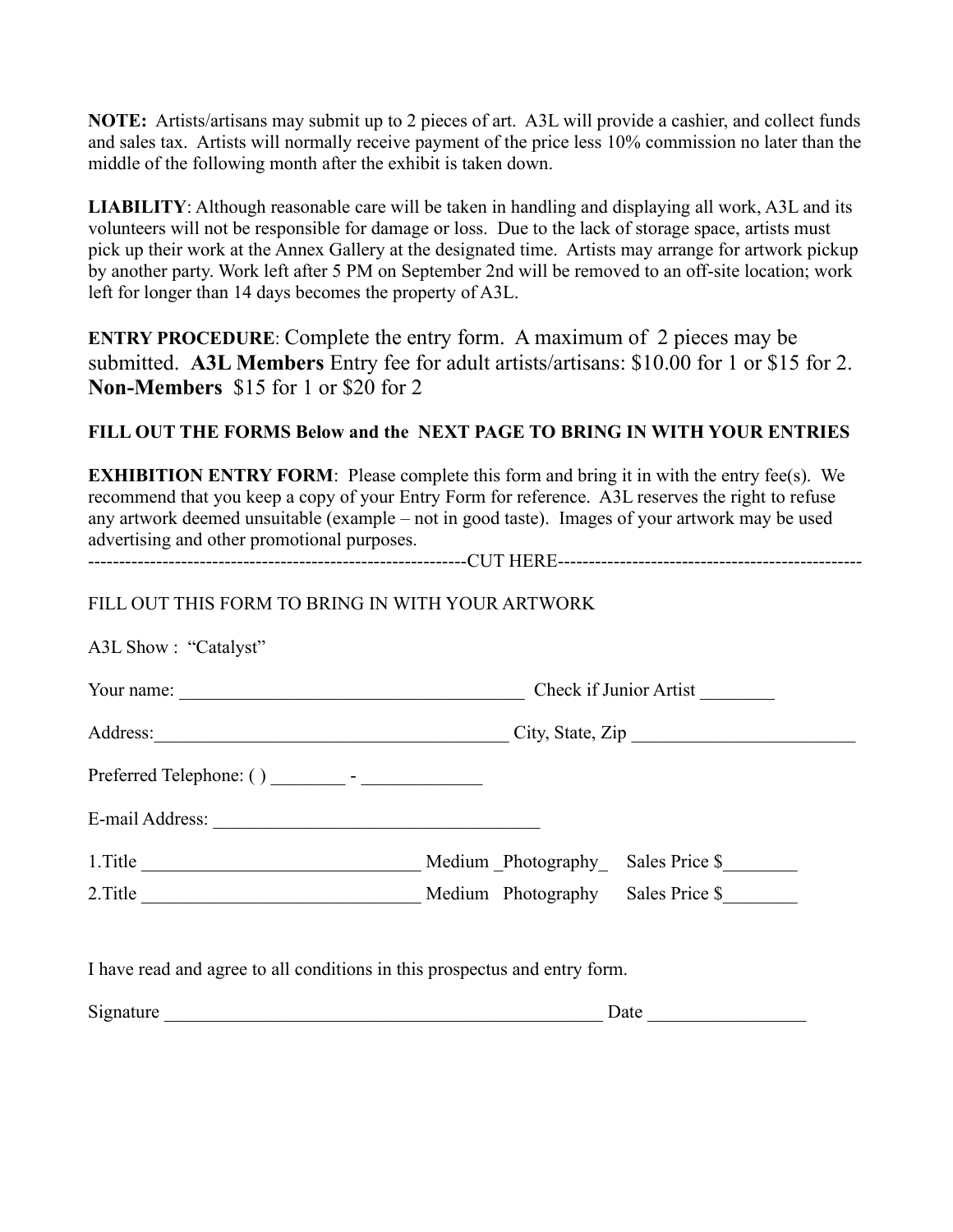**NOTE:** Artists/artisans may submit up to 2 pieces of art. A3L will provide a cashier, and collect funds and sales tax. Artists will normally receive payment of the price less 10% commission no later than the middle of the following month after the exhibit is taken down.

**LIABILITY**: Although reasonable care will be taken in handling and displaying all work, A3L and its volunteers will not be responsible for damage or loss. Due to the lack of storage space, artists must pick up their work at the Annex Gallery at the designated time. Artists may arrange for artwork pickup by another party. Work left after 5 PM on September 2nd will be removed to an off-site location; work left for longer than 14 days becomes the property of A3L.

**ENTRY PROCEDURE**: Complete the entry form. A maximum of 2 pieces may be submitted. **A3L Members** Entry fee for adult artists/artisans: $10.00 for 1 or $15 for 2. **Non-Members** $15 for 1 or $20 for 2

**FILL OUT THE FORMS Below and the NEXT PAGE TO BRING IN WITH YOUR ENTRIES**

**EXHIBITION ENTRY FORM**: Please complete this form and bring it in with the entry fee(s). We recommend that you keep a copy of your Entry Form for reference. A3L reserves the right to refuse any artwork deemed unsuitable (example – not in good taste). Images of your artwork may be used advertising and other promotional purposes.

------------------------------------------------------------CUT HERE------------------------------------------------

FILL OUT THIS FORM TO BRING IN WITH YOUR ARTWORK

A3L Show : "Catalyst"

Your name: _____________________________________ Check if Junior Artist ________

Address:_______________________________________ City, State, Zip ________________________

Preferred Telephone: ( ) ________ - _____________

E-mail Address: ___________________________________

1.Title ______________________________ Medium _Photography_ Sales Price $________

2.Title ______________________________ Medium Photography Sales Price $________

I have read and agree to all conditions in this prospectus and entry form.

Signature _________________________________________________ Date _________________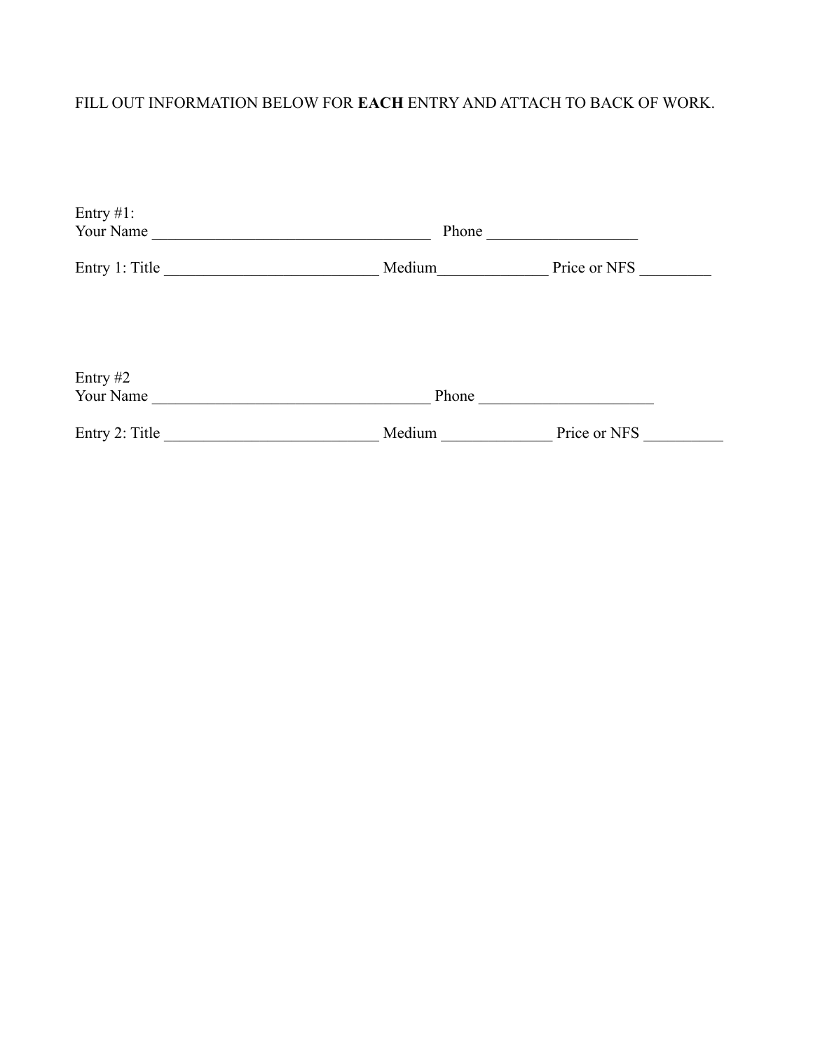FILL OUT INFORMATION BELOW FOR **EACH** ENTRY AND ATTACH TO BACK OF WORK.

Entry #1:
Your Name ____________________________________ Phone ___________________

Entry 1: Title ___________________________ Medium______________ Price or NFS _________

Entry #2
Your Name ____________________________________ Phone ______________________

Entry 2: Title ___________________________ Medium ______________ Price or NFS __________